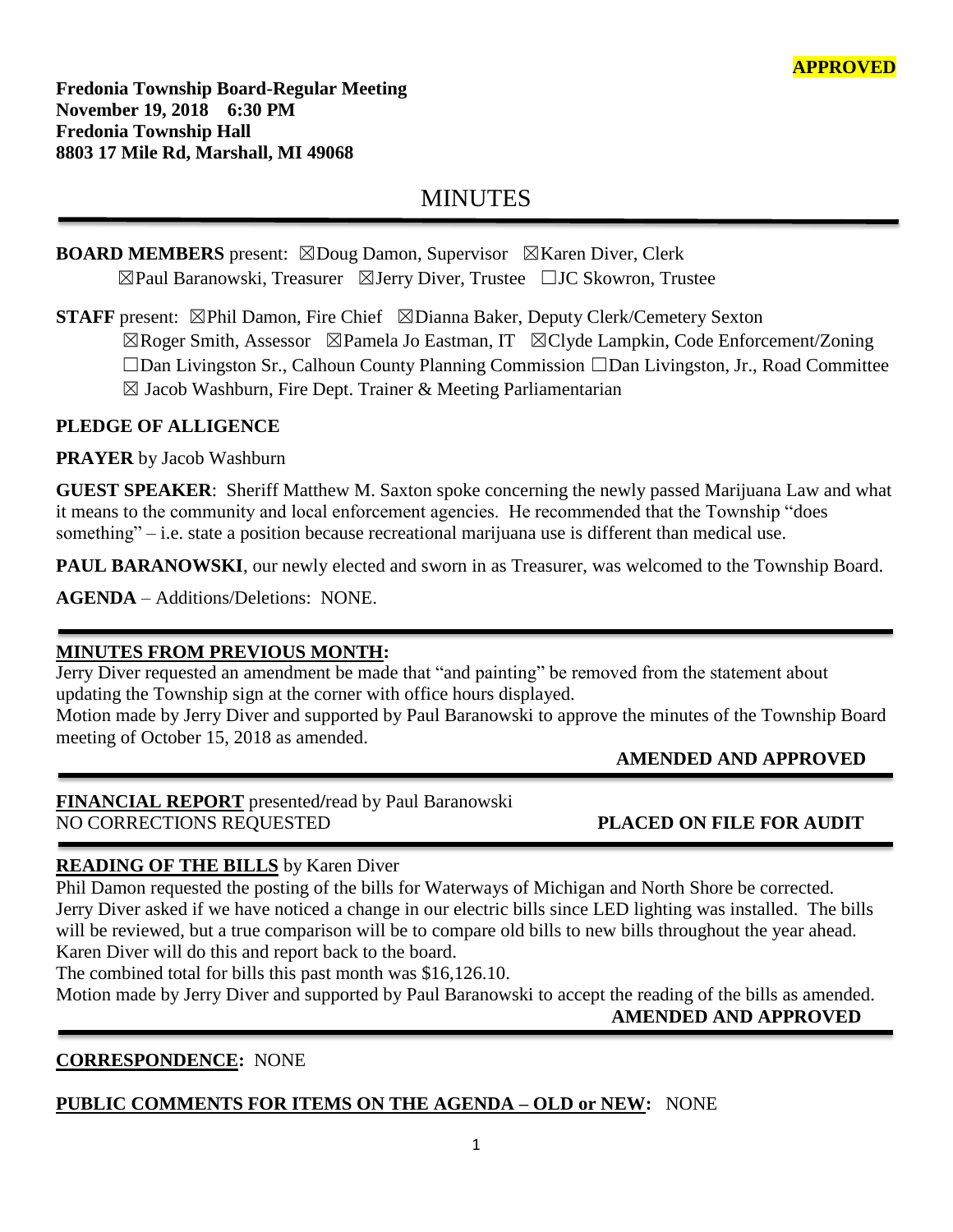**APPROVED**

**Fredonia Township Board-Regular Meeting**
**November 19, 2018 6:30 PM**
**Fredonia Township Hall**
**8803 17 Mile Rd, Marshall, MI 49068**

# MINUTES

**BOARD MEMBERS** present: ☒Doug Damon, Supervisor ☒Karen Diver, Clerk
☒Paul Baranowski, Treasurer ☒Jerry Diver, Trustee ☐JC Skowron, Trustee

**STAFF** present: ☒Phil Damon, Fire Chief ☒Dianna Baker, Deputy Clerk/Cemetery Sexton
☒Roger Smith, Assessor ☒Pamela Jo Eastman, IT ☒Clyde Lampkin, Code Enforcement/Zoning
☐Dan Livingston Sr., Calhoun County Planning Commission ☐Dan Livingston, Jr., Road Committee
☒ Jacob Washburn, Fire Dept. Trainer & Meeting Parliamentarian

**PLEDGE OF ALLIGENCE**

**PRAYER** by Jacob Washburn

**GUEST SPEAKER**: Sheriff Matthew M. Saxton spoke concerning the newly passed Marijuana Law and what it means to the community and local enforcement agencies. He recommended that the Township "does something" – i.e. state a position because recreational marijuana use is different than medical use.

**PAUL BARANOWSKI**, our newly elected and sworn in as Treasurer, was welcomed to the Township Board.

**AGENDA** – Additions/Deletions: NONE.

---

**MINUTES FROM PREVIOUS MONTH:**

Jerry Diver requested an amendment be made that "and painting" be removed from the statement about updating the Township sign at the corner with office hours displayed.
Motion made by Jerry Diver and supported by Paul Baranowski to approve the minutes of the Township Board meeting of October 15, 2018 as amended.

**AMENDED AND APPROVED**

---

**FINANCIAL REPORT** presented/read by Paul Baranowski
NO CORRECTIONS REQUESTED **PLACED ON FILE FOR AUDIT**

---

**READING OF THE BILLS** by Karen Diver

Phil Damon requested the posting of the bills for Waterways of Michigan and North Shore be corrected.
Jerry Diver asked if we have noticed a change in our electric bills since LED lighting was installed. The bills will be reviewed, but a true comparison will be to compare old bills to new bills throughout the year ahead. Karen Diver will do this and report back to the board.
The combined total for bills this past month was $16,126.10.
Motion made by Jerry Diver and supported by Paul Baranowski to accept the reading of the bills as amended.

**AMENDED AND APPROVED**

---

**CORRESPONDENCE:** NONE

**PUBLIC COMMENTS FOR ITEMS ON THE AGENDA – OLD or NEW:** NONE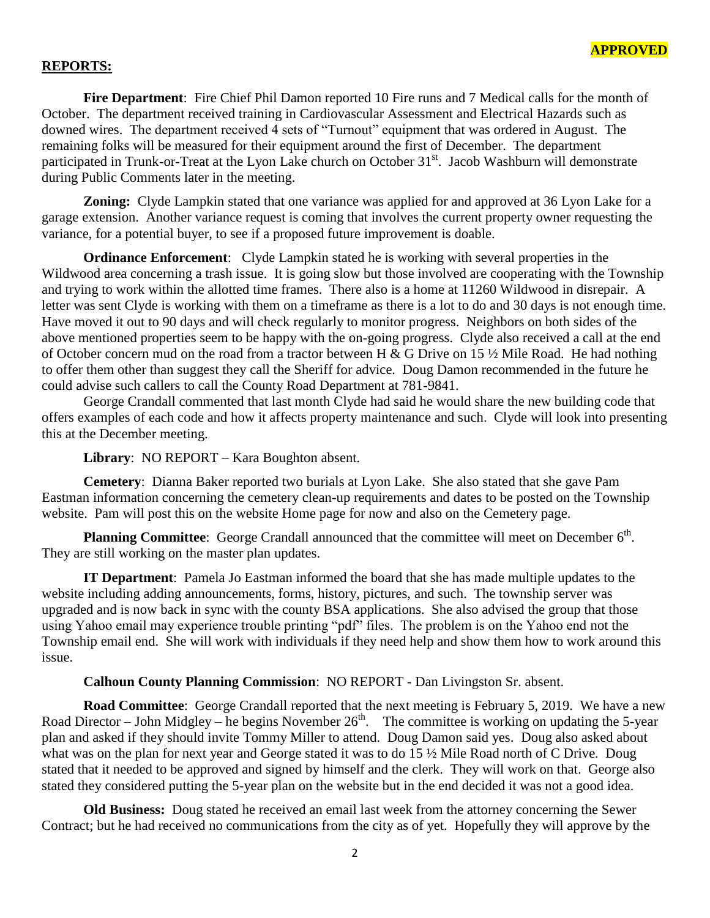**APPROVED**

## REPORTS:

**Fire Department**: Fire Chief Phil Damon reported 10 Fire runs and 7 Medical calls for the month of October. The department received training in Cardiovascular Assessment and Electrical Hazards such as downed wires. The department received 4 sets of "Turnout" equipment that was ordered in August. The remaining folks will be measured for their equipment around the first of December. The department participated in Trunk-or-Treat at the Lyon Lake church on October 31st. Jacob Washburn will demonstrate during Public Comments later in the meeting.

**Zoning:** Clyde Lampkin stated that one variance was applied for and approved at 36 Lyon Lake for a garage extension. Another variance request is coming that involves the current property owner requesting the variance, for a potential buyer, to see if a proposed future improvement is doable.

**Ordinance Enforcement**: Clyde Lampkin stated he is working with several properties in the Wildwood area concerning a trash issue. It is going slow but those involved are cooperating with the Township and trying to work within the allotted time frames. There also is a home at 11260 Wildwood in disrepair. A letter was sent Clyde is working with them on a timeframe as there is a lot to do and 30 days is not enough time. Have moved it out to 90 days and will check regularly to monitor progress. Neighbors on both sides of the above mentioned properties seem to be happy with the on-going progress. Clyde also received a call at the end of October concern mud on the road from a tractor between H & G Drive on 15 ½ Mile Road. He had nothing to offer them other than suggest they call the Sheriff for advice. Doug Damon recommended in the future he could advise such callers to call the County Road Department at 781-9841.

George Crandall commented that last month Clyde had said he would share the new building code that offers examples of each code and how it affects property maintenance and such. Clyde will look into presenting this at the December meeting.

**Library**: NO REPORT – Kara Boughton absent.

**Cemetery**: Dianna Baker reported two burials at Lyon Lake. She also stated that she gave Pam Eastman information concerning the cemetery clean-up requirements and dates to be posted on the Township website. Pam will post this on the website Home page for now and also on the Cemetery page.

**Planning Committee**: George Crandall announced that the committee will meet on December 6th. They are still working on the master plan updates.

**IT Department**: Pamela Jo Eastman informed the board that she has made multiple updates to the website including adding announcements, forms, history, pictures, and such. The township server was upgraded and is now back in sync with the county BSA applications. She also advised the group that those using Yahoo email may experience trouble printing "pdf" files. The problem is on the Yahoo end not the Township email end. She will work with individuals if they need help and show them how to work around this issue.

**Calhoun County Planning Commission**: NO REPORT - Dan Livingston Sr. absent.

**Road Committee**: George Crandall reported that the next meeting is February 5, 2019. We have a new Road Director – John Midgley – he begins November 26th. The committee is working on updating the 5-year plan and asked if they should invite Tommy Miller to attend. Doug Damon said yes. Doug also asked about what was on the plan for next year and George stated it was to do 15 ½ Mile Road north of C Drive. Doug stated that it needed to be approved and signed by himself and the clerk. They will work on that. George also stated they considered putting the 5-year plan on the website but in the end decided it was not a good idea.

**Old Business:** Doug stated he received an email last week from the attorney concerning the Sewer Contract; but he had received no communications from the city as of yet. Hopefully they will approve by the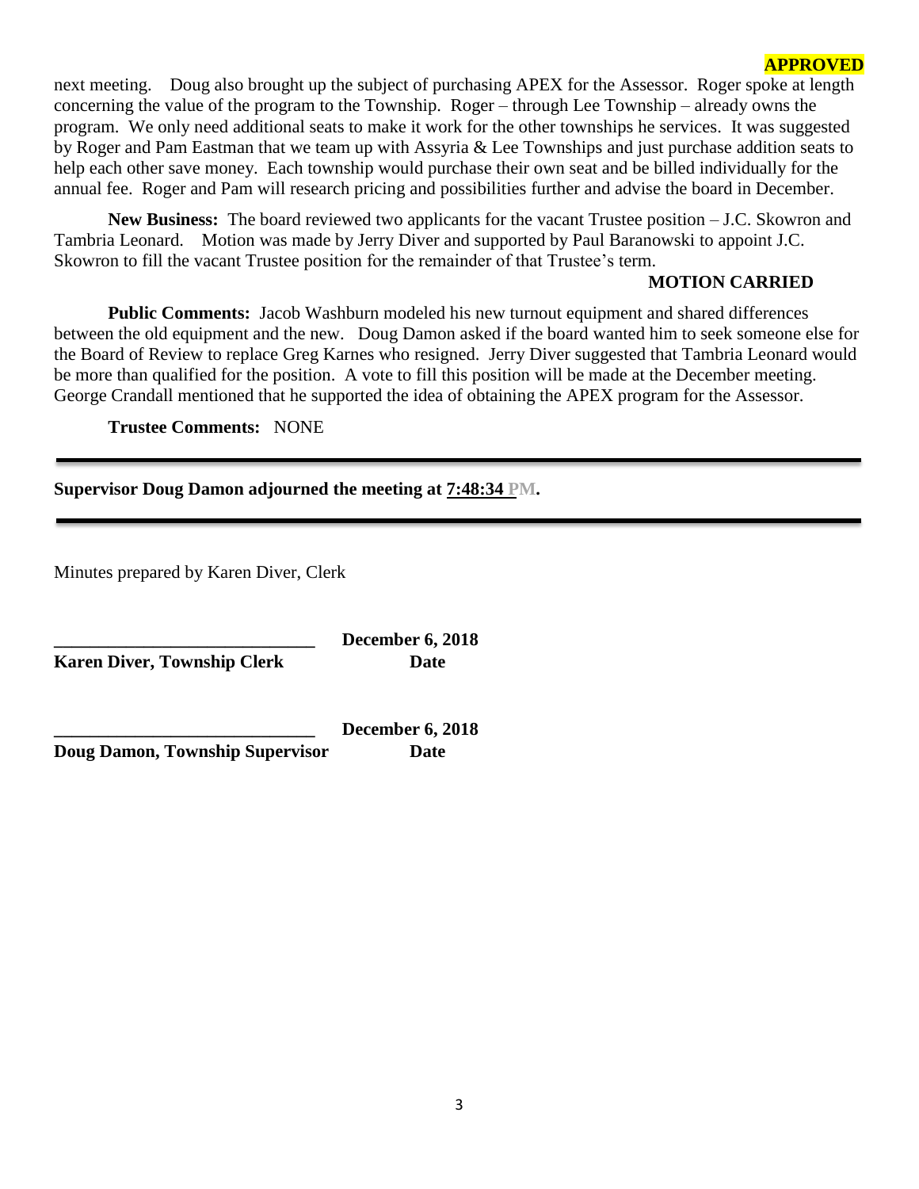**APPROVED**

next meeting. Doug also brought up the subject of purchasing APEX for the Assessor. Roger spoke at length concerning the value of the program to the Township. Roger – through Lee Township – already owns the program. We only need additional seats to make it work for the other townships he services. It was suggested by Roger and Pam Eastman that we team up with Assyria & Lee Townships and just purchase addition seats to help each other save money. Each township would purchase their own seat and be billed individually for the annual fee. Roger and Pam will research pricing and possibilities further and advise the board in December.

**New Business:** The board reviewed two applicants for the vacant Trustee position – J.C. Skowron and Tambria Leonard. Motion was made by Jerry Diver and supported by Paul Baranowski to appoint J.C. Skowron to fill the vacant Trustee position for the remainder of that Trustee's term.

**MOTION CARRIED**

**Public Comments:** Jacob Washburn modeled his new turnout equipment and shared differences between the old equipment and the new. Doug Damon asked if the board wanted him to seek someone else for the Board of Review to replace Greg Karnes who resigned. Jerry Diver suggested that Tambria Leonard would be more than qualified for the position. A vote to fill this position will be made at the December meeting. George Crandall mentioned that he supported the idea of obtaining the APEX program for the Assessor.

**Trustee Comments:** NONE

---

**Supervisor Doug Damon adjourned the meeting at 7:48:34 PM.**

---

Minutes prepared by Karen Diver, Clerk

\_\_\_\_\_\_\_\_\_\_\_\_\_\_\_\_\_\_\_\_\_\_\_\_\_\_\_\_\_\_ **December 6, 2018**

**Karen Diver, Township Clerk** **Date**

\_\_\_\_\_\_\_\_\_\_\_\_\_\_\_\_\_\_\_\_\_\_\_\_\_\_\_\_\_\_ **December 6, 2018**

**Doug Damon, Township Supervisor** **Date**